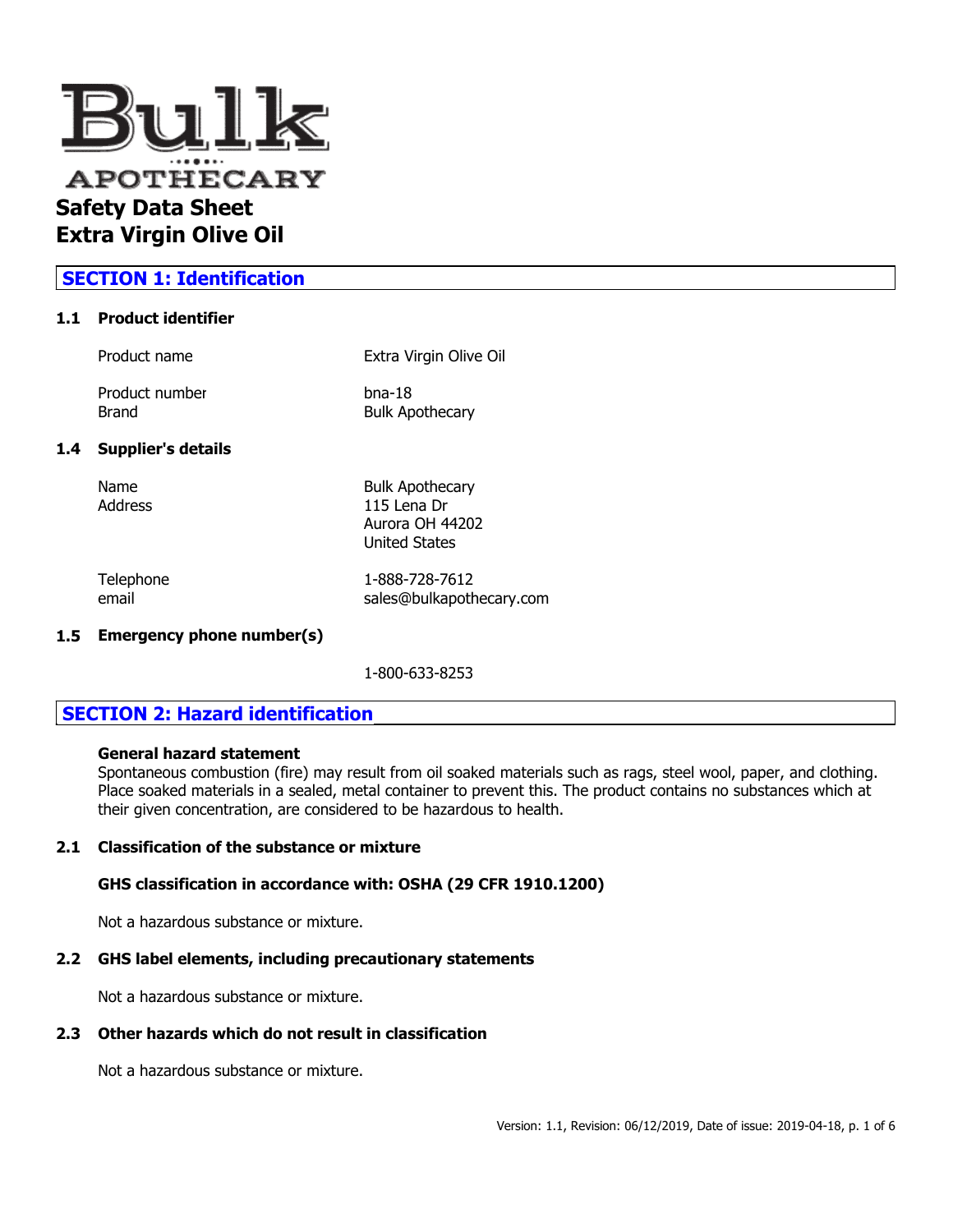Bulk APOTHECARY

# Safety Data Sheet
# Extra Virgin Olive Oil

## SECTION 1: Identification

### 1.1 Product identifier

| | |
|---|---|
| Product name | Extra Virgin Olive Oil |
| Product number | bna-18 |
| Brand | Bulk Apothecary |

### 1.4 Supplier's details

| | |
|---|---|
| Name | Bulk Apothecary |
| Address | 115 Lena Dr<br>Aurora OH 44202<br>United States |
| Telephone | 1-888-728-7612 |
| email | sales@bulkapothecary.com |

### 1.5 Emergency phone number(s)

1-800-633-8253

## SECTION 2: Hazard identification

**General hazard statement**

Spontaneous combustion (fire) may result from oil soaked materials such as rags, steel wool, paper, and clothing. Place soaked materials in a sealed, metal container to prevent this. The product contains no substances which at their given concentration, are considered to be hazardous to health.

### 2.1 Classification of the substance or mixture

**GHS classification in accordance with: OSHA (29 CFR 1910.1200)**

Not a hazardous substance or mixture.

### 2.2 GHS label elements, including precautionary statements

Not a hazardous substance or mixture.

### 2.3 Other hazards which do not result in classification

Not a hazardous substance or mixture.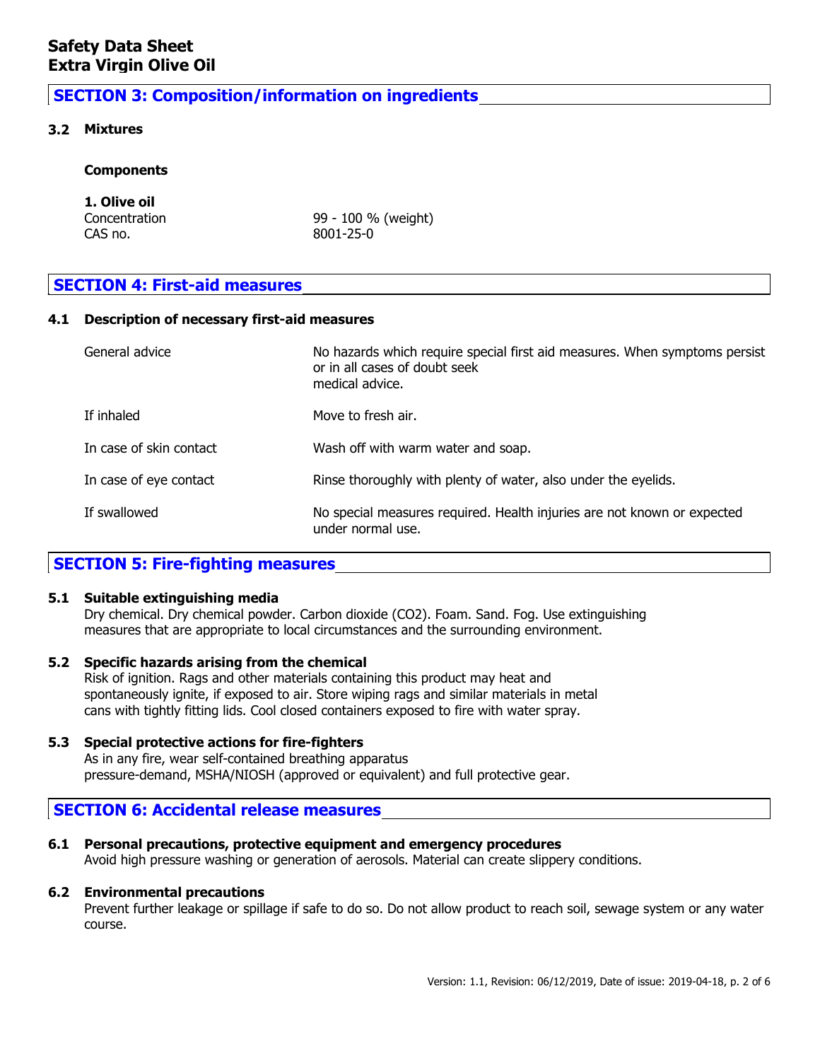# Safety Data Sheet
# Extra Virgin Olive Oil

## SECTION 3: Composition/information on ingredients

### 3.2 Mixtures

**Components**

**1. Olive oil**

| | |
|---|---|
| Concentration | 99 - 100 % (weight) |
| CAS no. | 8001-25-0 |

## SECTION 4: First-aid measures

### 4.1 Description of necessary first-aid measures

| | |
|---|---|
| General advice | No hazards which require special first aid measures. When symptoms persist or in all cases of doubt seek medical advice. |
| If inhaled | Move to fresh air. |
| In case of skin contact | Wash off with warm water and soap. |
| In case of eye contact | Rinse thoroughly with plenty of water, also under the eyelids. |
| If swallowed | No special measures required. Health injuries are not known or expected under normal use. |

## SECTION 5: Fire-fighting measures

### 5.1 Suitable extinguishing media

Dry chemical. Dry chemical powder. Carbon dioxide ($CO_2$). Foam. Sand. Fog. Use extinguishing measures that are appropriate to local circumstances and the surrounding environment.

### 5.2 Specific hazards arising from the chemical

Risk of ignition. Rags and other materials containing this product may heat and spontaneously ignite, if exposed to air. Store wiping rags and similar materials in metal cans with tightly fitting lids. Cool closed containers exposed to fire with water spray.

### 5.3 Special protective actions for fire-fighters

As in any fire, wear self-contained breathing apparatus pressure-demand, MSHA/NIOSH (approved or equivalent) and full protective gear.

## SECTION 6: Accidental release measures

### 6.1 Personal precautions, protective equipment and emergency procedures

Avoid high pressure washing or generation of aerosols. Material can create slippery conditions.

### 6.2 Environmental precautions

Prevent further leakage or spillage if safe to do so. Do not allow product to reach soil, sewage system or any water course.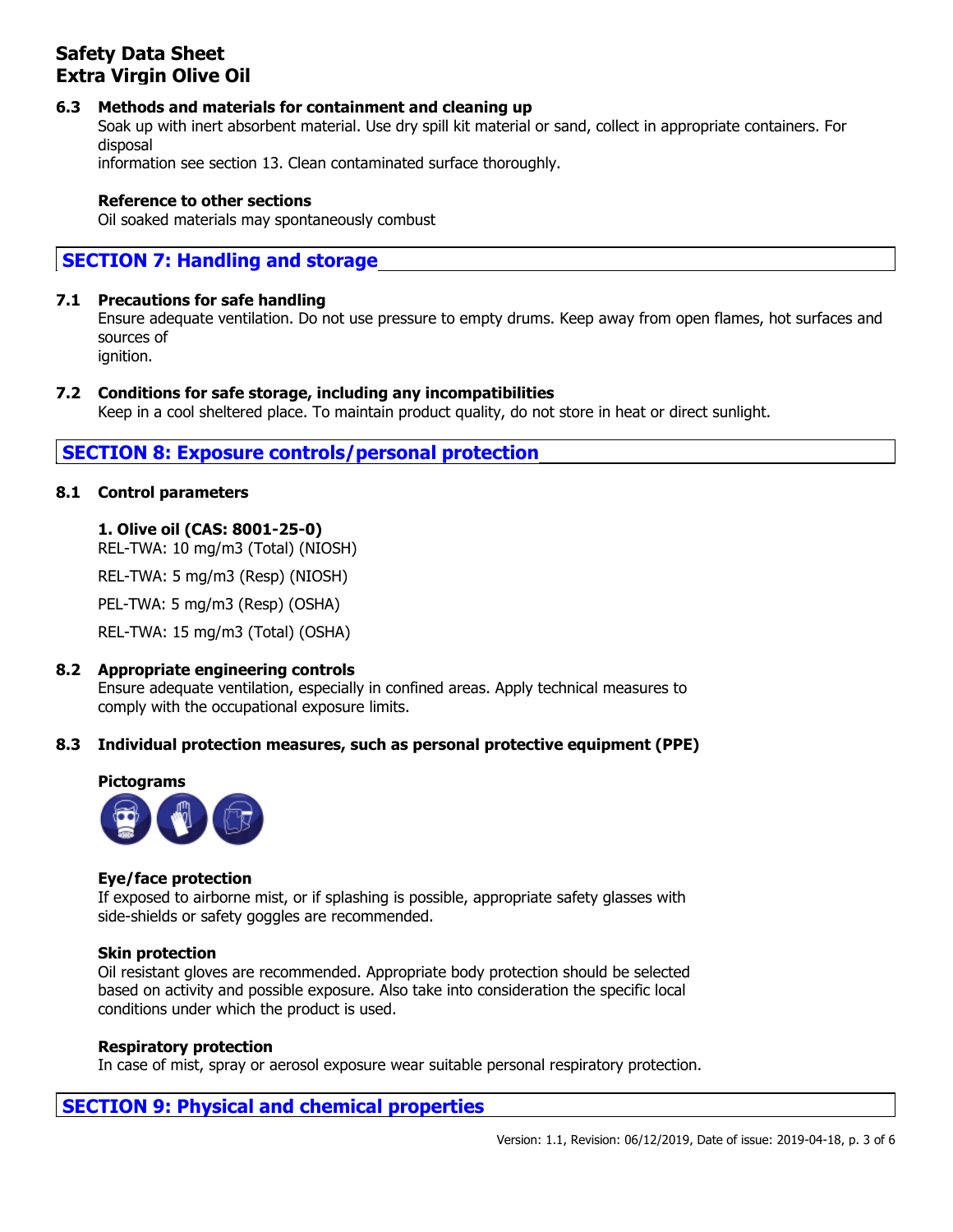### 6.3 Methods and materials for containment and cleaning up

Soak up with inert absorbent material. Use dry spill kit material or sand, collect in appropriate containers. For disposal
information see section 13. Clean contaminated surface thoroughly.

**Reference to other sections**

Oil soaked materials may spontaneously combust

## SECTION 7: Handling and storage

### 7.1 Precautions for safe handling

Ensure adequate ventilation. Do not use pressure to empty drums. Keep away from open flames, hot surfaces and sources of
ignition.

### 7.2 Conditions for safe storage, including any incompatibilities

Keep in a cool sheltered place. To maintain product quality, do not store in heat or direct sunlight.

## SECTION 8: Exposure controls/personal protection

### 8.1 Control parameters

**1. Olive oil (CAS: 8001-25-0)**

REL-TWA: 10 mg/m3 (Total) (NIOSH)

REL-TWA: 5 mg/m3 (Resp) (NIOSH)

PEL-TWA: 5 mg/m3 (Resp) (OSHA)

REL-TWA: 15 mg/m3 (Total) (OSHA)

### 8.2 Appropriate engineering controls

Ensure adequate ventilation, especially in confined areas. Apply technical measures to comply with the occupational exposure limits.

### 8.3 Individual protection measures, such as personal protective equipment (PPE)

**Pictograms**

**Eye/face protection**

If exposed to airborne mist, or if splashing is possible, appropriate safety glasses with side-shields or safety goggles are recommended.

**Skin protection**

Oil resistant gloves are recommended. Appropriate body protection should be selected based on activity and possible exposure. Also take into consideration the specific local conditions under which the product is used.

**Respiratory protection**

In case of mist, spray or aerosol exposure wear suitable personal respiratory protection.

## SECTION 9: Physical and chemical properties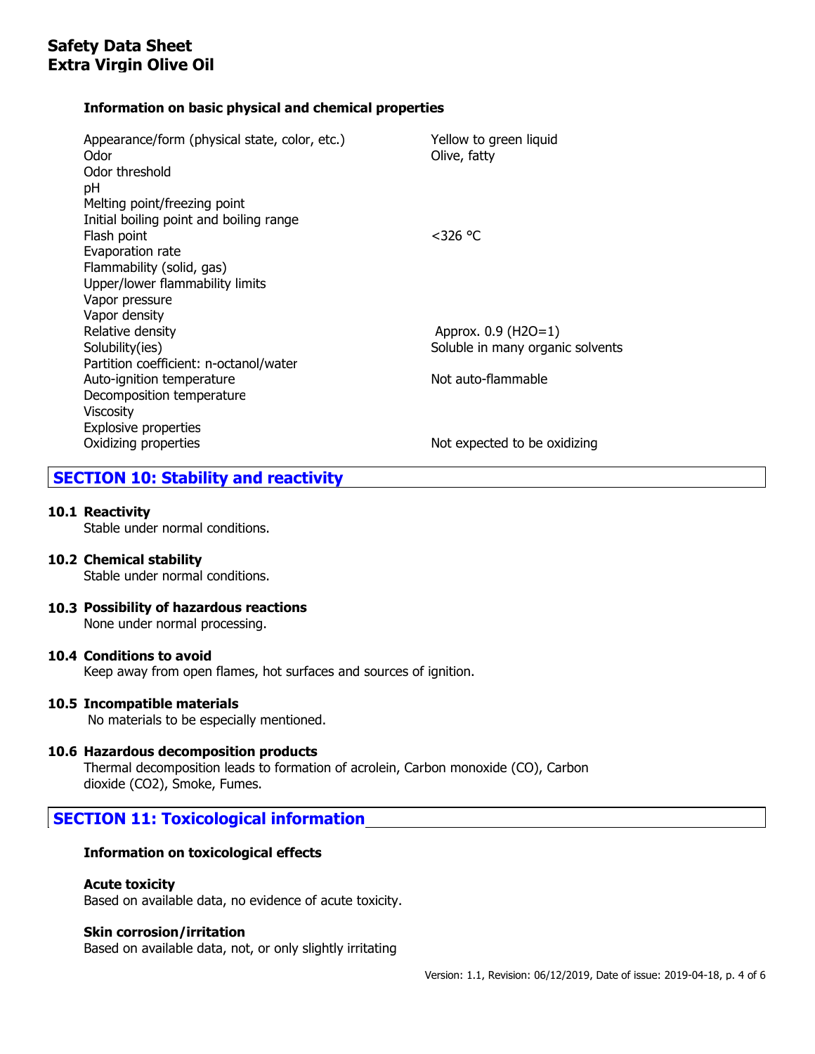### Information on basic physical and chemical properties

| Property | Value |
|---|---|
| Appearance/form (physical state, color, etc.) | Yellow to green liquid |
| Odor | Olive, fatty |
| Odor threshold | |
| pH | |
| Melting point/freezing point | |
| Initial boiling point and boiling range | |
| Flash point | <326 °C |
| Evaporation rate | |
| Flammability (solid, gas) | |
| Upper/lower flammability limits | |
| Vapor pressure | |
| Vapor density | |
| Relative density | Approx. 0.9 ($H_2O$=1) |
| Solubility(ies) | Soluble in many organic solvents |
| Partition coefficient: n-octanol/water | |
| Auto-ignition temperature | Not auto-flammable |
| Decomposition temperature | |
| Viscosity | |
| Explosive properties | |
| Oxidizing properties | Not expected to be oxidizing |

## SECTION 10: Stability and reactivity

**10.1 Reactivity**

Stable under normal conditions.

**10.2 Chemical stability**

Stable under normal conditions.

**10.3 Possibility of hazardous reactions**

None under normal processing.

**10.4 Conditions to avoid**

Keep away from open flames, hot surfaces and sources of ignition.

**10.5 Incompatible materials**

No materials to be especially mentioned.

**10.6 Hazardous decomposition products**

Thermal decomposition leads to formation of acrolein, Carbon monoxide (CO), Carbon dioxide ($CO_2$), Smoke, Fumes.

## SECTION 11: Toxicological information

### Information on toxicological effects

**Acute toxicity**

Based on available data, no evidence of acute toxicity.

**Skin corrosion/irritation**

Based on available data, not, or only slightly irritating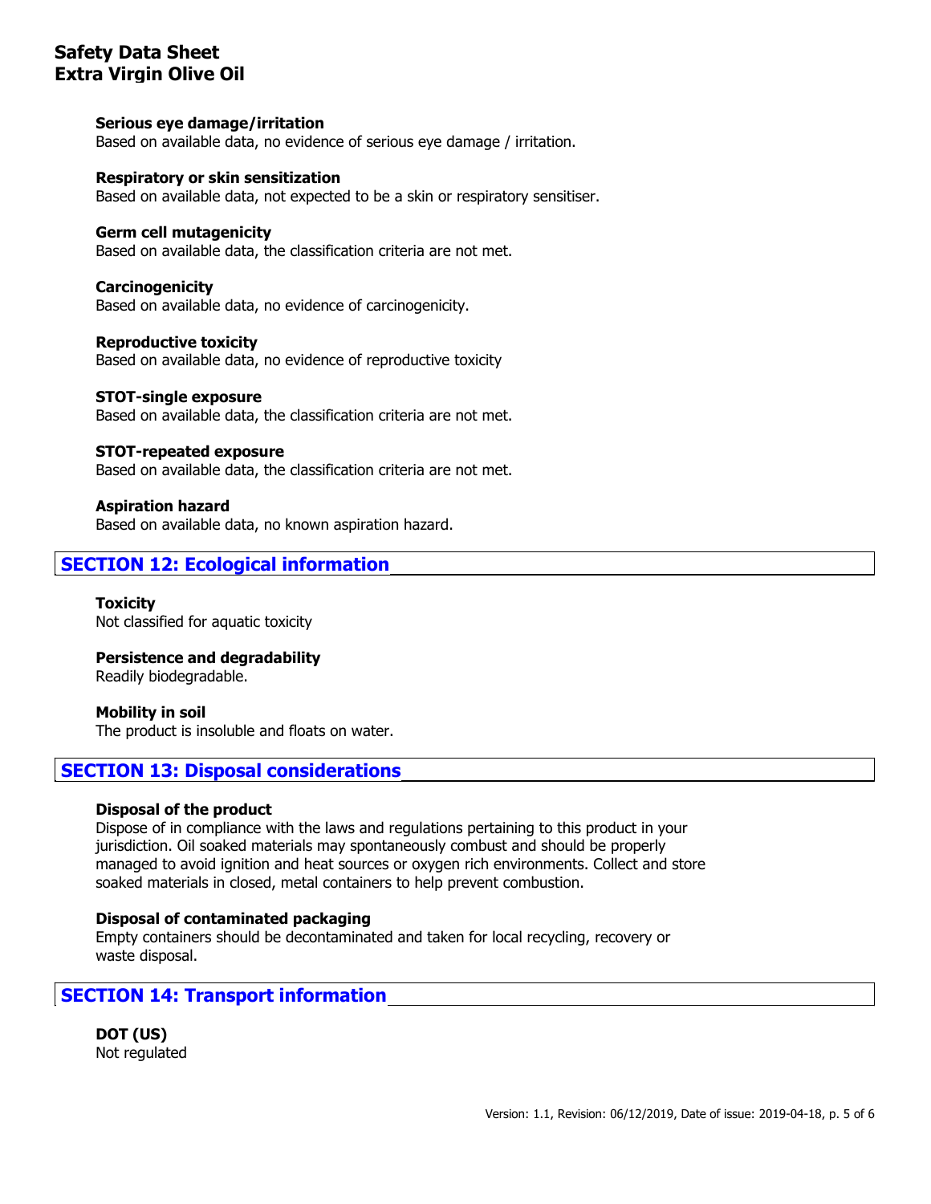**Serious eye damage/irritation**
Based on available data, no evidence of serious eye damage / irritation.

**Respiratory or skin sensitization**
Based on available data, not expected to be a skin or respiratory sensitiser.

**Germ cell mutagenicity**
Based on available data, the classification criteria are not met.

**Carcinogenicity**
Based on available data, no evidence of carcinogenicity.

**Reproductive toxicity**
Based on available data, no evidence of reproductive toxicity

**STOT-single exposure**
Based on available data, the classification criteria are not met.

**STOT-repeated exposure**
Based on available data, the classification criteria are not met.

**Aspiration hazard**
Based on available data, no known aspiration hazard.

## SECTION 12: Ecological information

**Toxicity**
Not classified for aquatic toxicity

**Persistence and degradability**
Readily biodegradable.

**Mobility in soil**
The product is insoluble and floats on water.

## SECTION 13: Disposal considerations

**Disposal of the product**
Dispose of in compliance with the laws and regulations pertaining to this product in your jurisdiction. Oil soaked materials may spontaneously combust and should be properly managed to avoid ignition and heat sources or oxygen rich environments. Collect and store soaked materials in closed, metal containers to help prevent combustion.

**Disposal of contaminated packaging**
Empty containers should be decontaminated and taken for local recycling, recovery or waste disposal.

## SECTION 14: Transport information

**DOT (US)**
Not regulated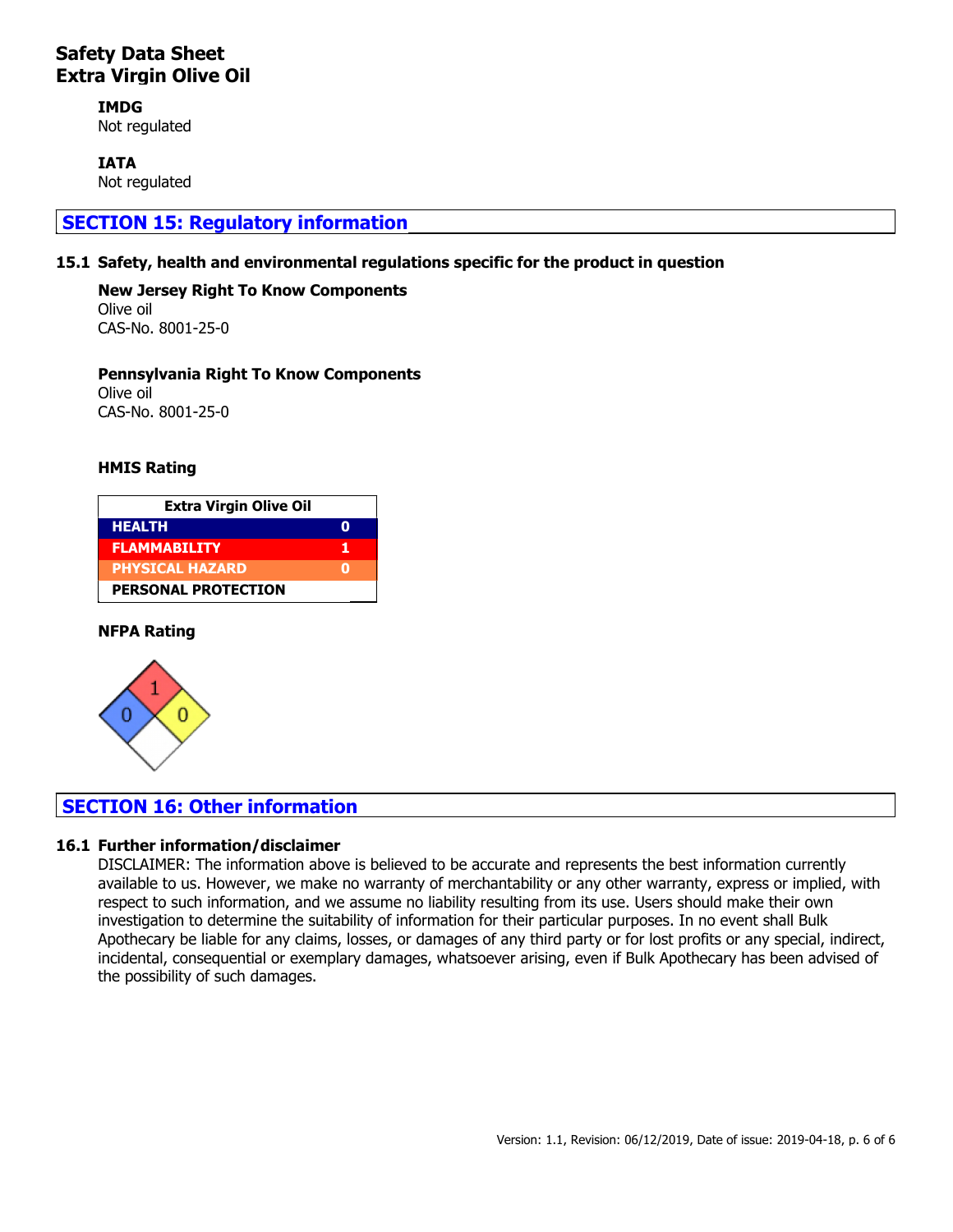**IMDG**
Not regulated

**IATA**
Not regulated

## SECTION 15: Regulatory information

### 15.1 Safety, health and environmental regulations specific for the product in question

**New Jersey Right To Know Components**
Olive oil
CAS-No. 8001-25-0

**Pennsylvania Right To Know Components**
Olive oil
CAS-No. 8001-25-0

**HMIS Rating**

| Extra Virgin Olive Oil | |
|---|---|
| HEALTH | 0 |
| FLAMMABILITY | 1 |
| PHYSICAL HAZARD | 0 |
| PERSONAL PROTECTION | |

**NFPA Rating**

1
0
0

## SECTION 16: Other information

### 16.1 Further information/disclaimer

DISCLAIMER: The information above is believed to be accurate and represents the best information currently available to us. However, we make no warranty of merchantability or any other warranty, express or implied, with respect to such information, and we assume no liability resulting from its use. Users should make their own investigation to determine the suitability of information for their particular purposes. In no event shall Bulk Apothecary be liable for any claims, losses, or damages of any third party or for lost profits or any special, indirect, incidental, consequential or exemplary damages, whatsoever arising, even if Bulk Apothecary has been advised of the possibility of such damages.

Version: 1.1, Revision: 06/12/2019, Date of issue: 2019-04-18